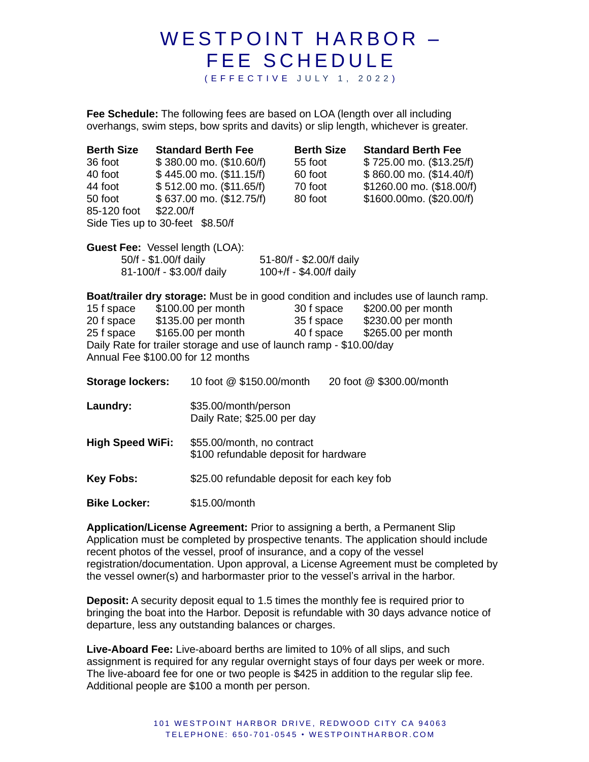# WESTPOINT HARBOR – FEE SCHEDULE

(EFFECTIVE JULY 1, 2022)

**Fee Schedule:** The following fees are based on LOA (length over all including overhangs, swim steps, bow sprits and davits) or slip length, whichever is greater.

| Berth Size | Standard Berth Fee | Berth Size | Standard Berth Fee |
|---|---|---|---|
| 36 foot | $ 380.00 mo. ($10.60/f) | 55 foot | $ 725.00 mo. ($13.25/f) |
| 40 foot | $ 445.00 mo. ($11.15/f) | 60 foot | $ 860.00 mo. ($14.40/f) |
| 44 foot | $ 512.00 mo. ($11.65/f) | 70 foot | $1260.00 mo. ($18.00/f) |
| 50 foot | $ 637.00 mo. ($12.75/f) | 80 foot | $1600.00mo. ($20.00/f) |
| 85-120 foot | $22.00/f | | |

Side Ties up to 30-feet $8.50/f

**Guest Fee:** Vessel length (LOA):

| | |
|---|---|
| 50/f - $1.00/f daily | 51-80/f - $2.00/f daily |
| 81-100/f - $3.00/f daily | 100+/f - $4.00/f daily |

**Boat/trailer dry storage:** Must be in good condition and includes use of launch ramp.

| | | | |
|---|---|---|---|
| 15 f space | $100.00 per month | 30 f space | $200.00 per month |
| 20 f space | $135.00 per month | 35 f space | $230.00 per month |
| 25 f space | $165.00 per month | 40 f space | $265.00 per month |

Daily Rate for trailer storage and use of launch ramp - $10.00/day
Annual Fee $100.00 for 12 months

**Storage lockers:** 10 foot @ $150.00/month 20 foot @ $300.00/month

**Laundry:** $35.00/month/person
Daily Rate; $25.00 per day

**High Speed WiFi:** $55.00/month, no contract
$100 refundable deposit for hardware

**Key Fobs:** $25.00 refundable deposit for each key fob

**Bike Locker:** $15.00/month

**Application/License Agreement:** Prior to assigning a berth, a Permanent Slip Application must be completed by prospective tenants. The application should include recent photos of the vessel, proof of insurance, and a copy of the vessel registration/documentation. Upon approval, a License Agreement must be completed by the vessel owner(s) and harbormaster prior to the vessel's arrival in the harbor.

**Deposit:** A security deposit equal to 1.5 times the monthly fee is required prior to bringing the boat into the Harbor. Deposit is refundable with 30 days advance notice of departure, less any outstanding balances or charges.

**Live-Aboard Fee:** Live-aboard berths are limited to 10% of all slips, and such assignment is required for any regular overnight stays of four days per week or more. The live-aboard fee for one or two people is $425 in addition to the regular slip fee. Additional people are $100 a month per person.

101 WESTPOINT HARBOR DRIVE, REDWOOD CITY CA 94063
TELEPHONE: 650-701-0545 • WESTPOINTHARBOR.COM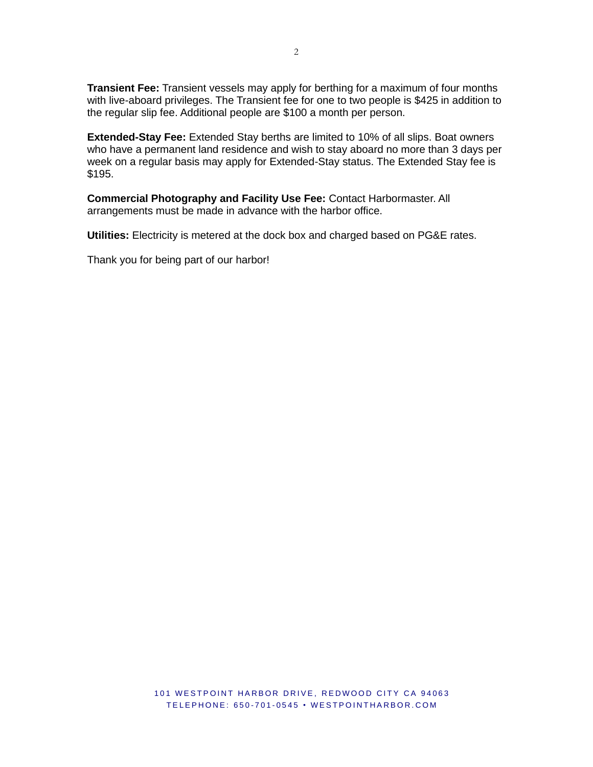**Transient Fee:** Transient vessels may apply for berthing for a maximum of four months with live-aboard privileges. The Transient fee for one to two people is $425 in addition to the regular slip fee. Additional people are $100 a month per person.

**Extended-Stay Fee:** Extended Stay berths are limited to 10% of all slips. Boat owners who have a permanent land residence and wish to stay aboard no more than 3 days per week on a regular basis may apply for Extended-Stay status. The Extended Stay fee is $195.

**Commercial Photography and Facility Use Fee:** Contact Harbormaster. All arrangements must be made in advance with the harbor office.

**Utilities:** Electricity is metered at the dock box and charged based on PG&E rates.

Thank you for being part of our harbor!

101 WESTPOINT HARBOR DRIVE, REDWOOD CITY CA 94063
TELEPHONE: 650-701-0545 • WESTPOINTHARBOR.COM